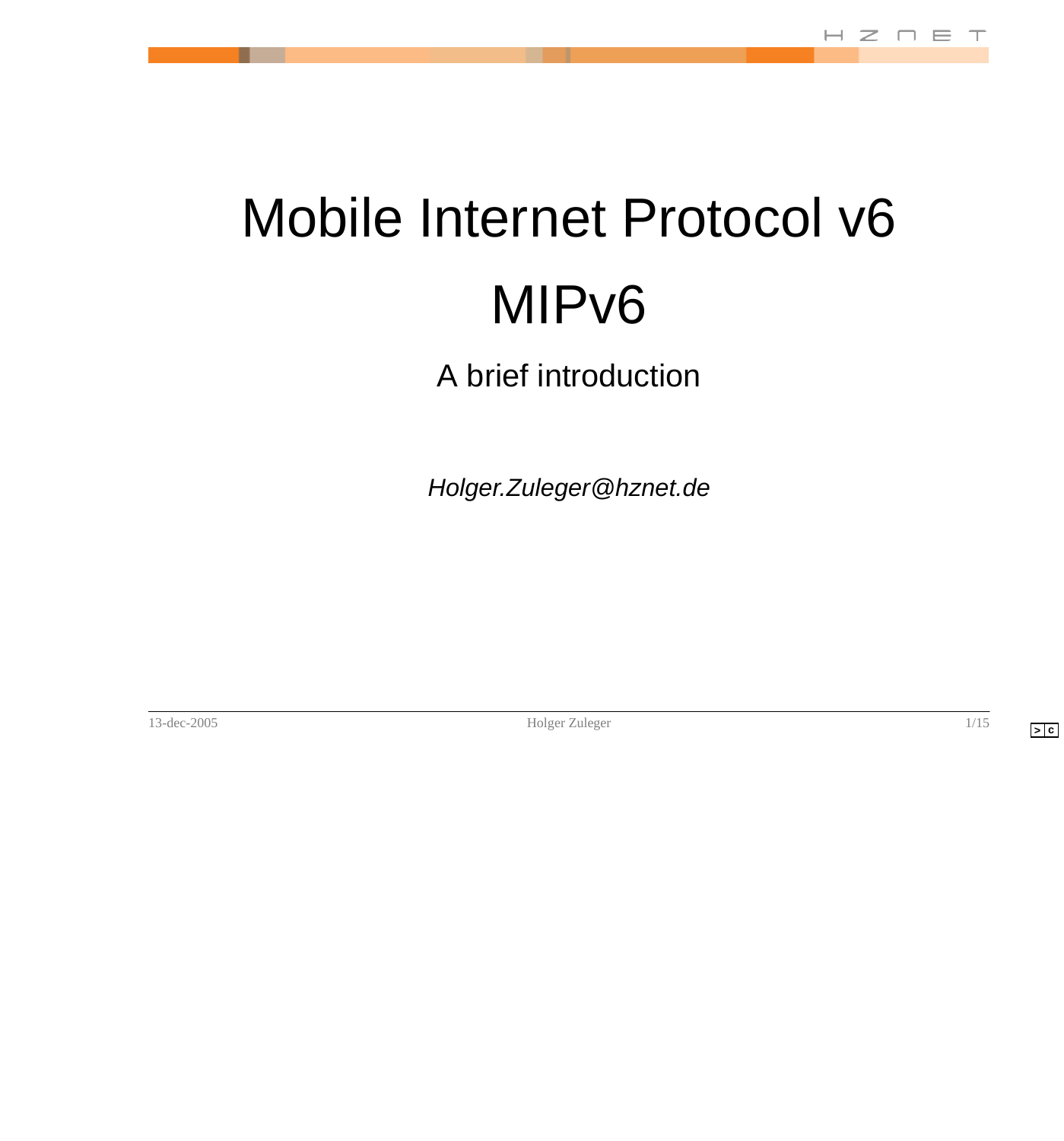# Mobile Internet Protocol v6

# MIPv6

## A brief introduction

*Holger.Zuleger@hznet.de*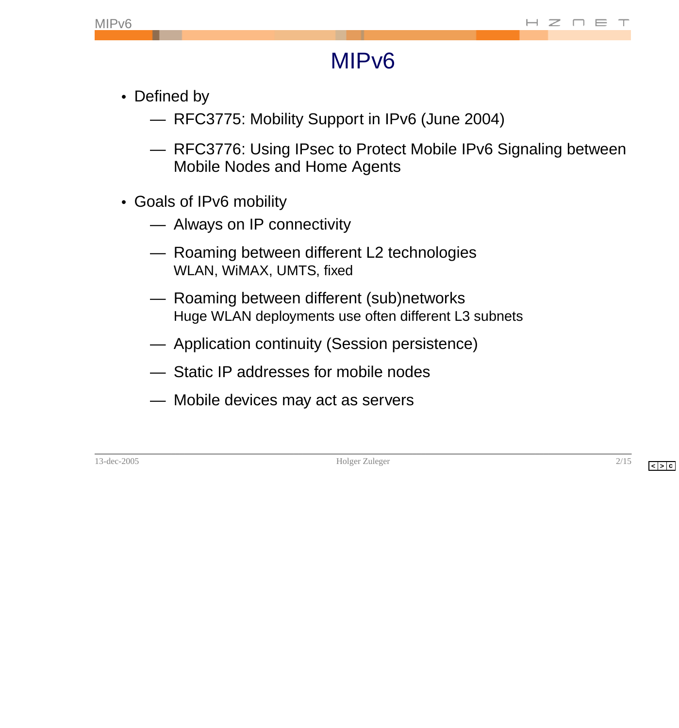# MIPv6

- Defined by
  - RFC3775: Mobility Support in IPv6 (June 2004)
  - RFC3776: Using IPsec to Protect Mobile IPv6 Signaling between Mobile Nodes and Home Agents
- Goals of IPv6 mobility
  - Always on IP connectivity
  - Roaming between different L2 technologies
    WLAN, WiMAX, UMTS, fixed
  - Roaming between different (sub)networks
    Huge WLAN deployments use often different L3 subnets
  - Application continuity (Session persistence)
  - Static IP addresses for mobile nodes
  - Mobile devices may act as servers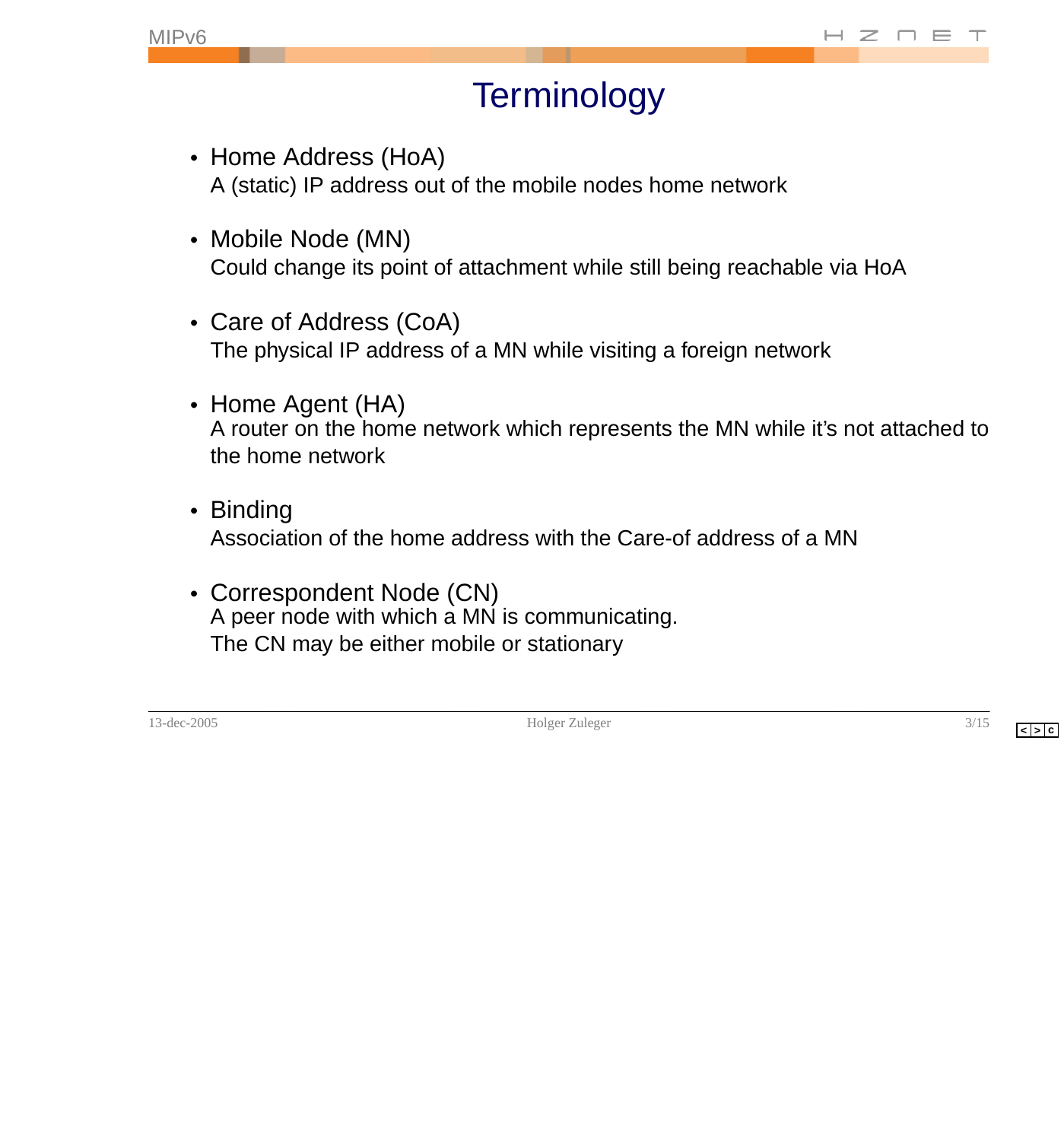# Terminology

- Home Address (HoA)
  A (static) IP address out of the mobile nodes home network

- Mobile Node (MN)
  Could change its point of attachment while still being reachable via HoA

- Care of Address (CoA)
  The physical IP address of a MN while visiting a foreign network

- Home Agent (HA)
  A router on the home network which represents the MN while it's not attached to the home network

- Binding
  Association of the home address with the Care-of address of a MN

- Correspondent Node (CN)
  A peer node with which a MN is communicating.
  The CN may be either mobile or stationary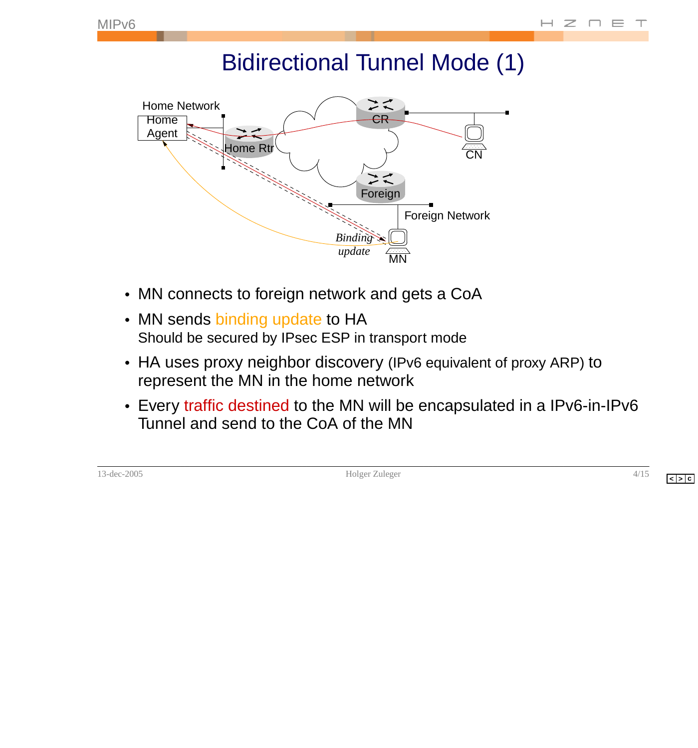# Bidirectional Tunnel Mode (1)

Home Network

Home Agent

Home Rtr

CR

CN

Foreign

Foreign Network

*Binding update*

MN

- MN connects to foreign network and gets a CoA
- MN sends binding update to HA
  Should be secured by IPsec ESP in transport mode
- HA uses proxy neighbor discovery (IPv6 equivalent of proxy ARP) to represent the MN in the home network
- Every traffic destined to the MN will be encapsulated in a IPv6-in-IPv6 Tunnel and send to the CoA of the MN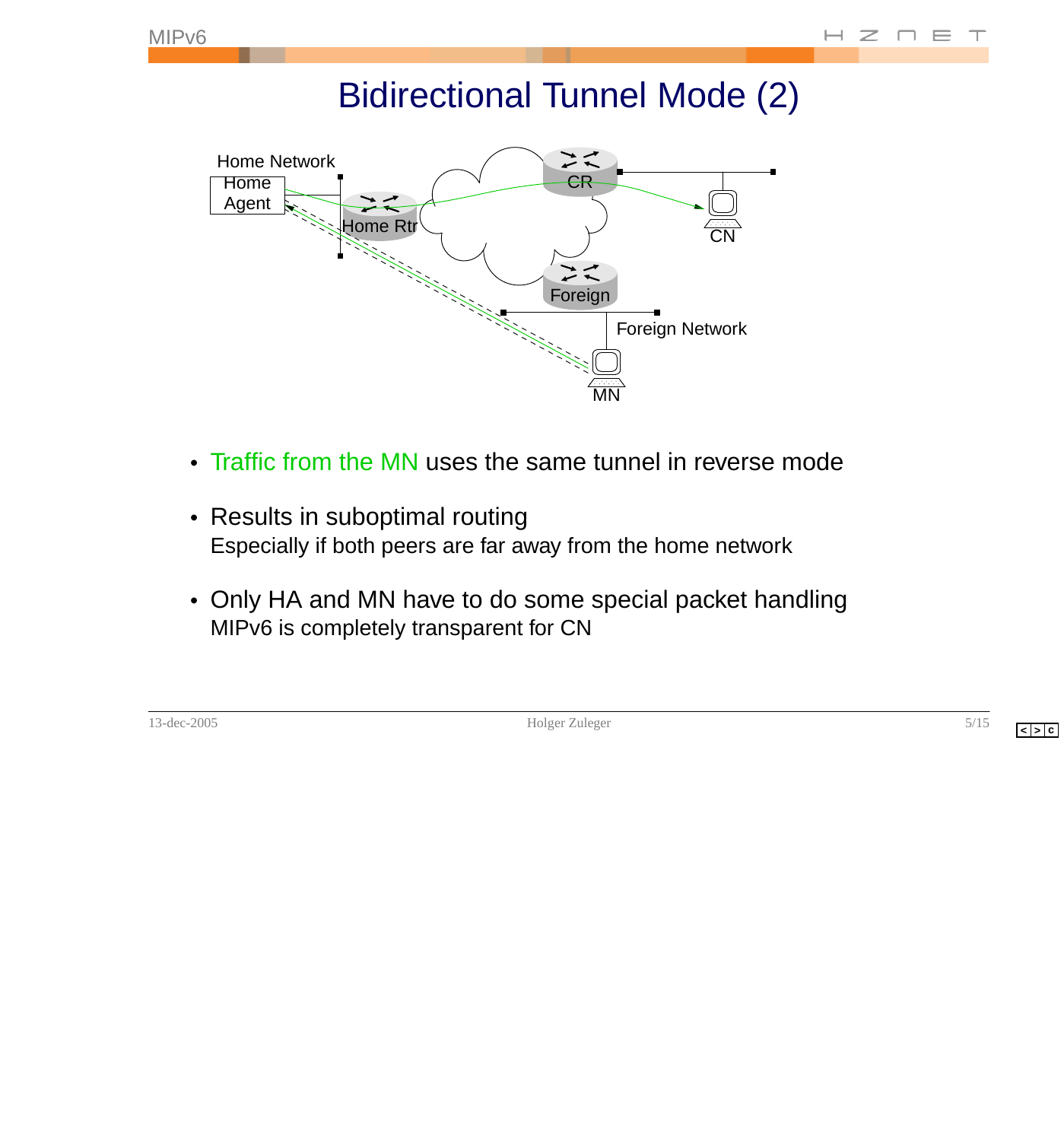# Bidirectional Tunnel Mode (2)

- Traffic from the MN uses the same tunnel in reverse mode
- Results in suboptimal routing
  Especially if both peers are far away from the home network
- Only HA and MN have to do some special packet handling
  MIPv6 is completely transparent for CN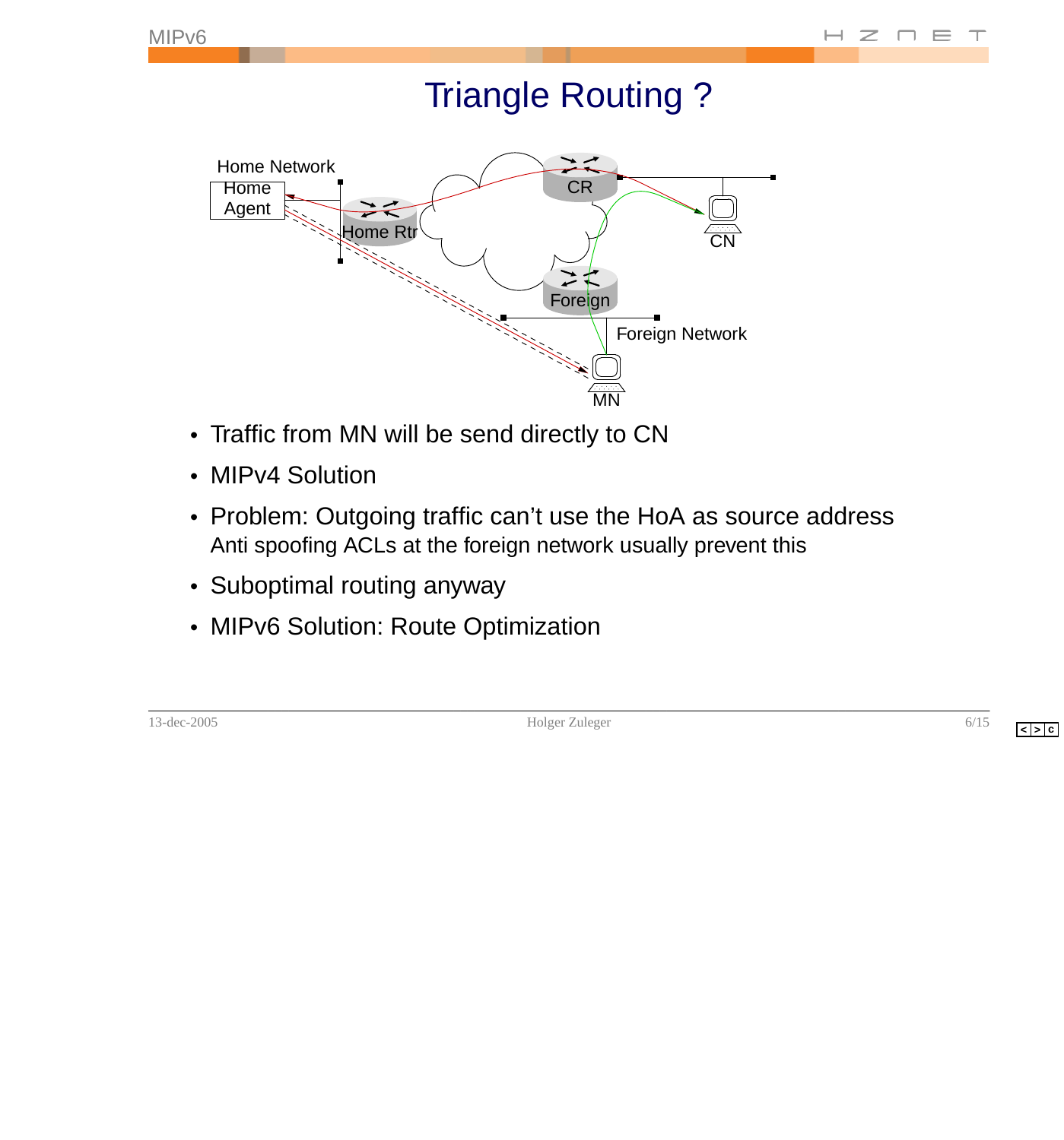# Triangle Routing ?

- Traffic from MN will be send directly to CN
- MIPv4 Solution
- Problem: Outgoing traffic can’t use the HoA as source address
  Anti spoofing ACLs at the foreign network usually prevent this
- Suboptimal routing anyway
- MIPv6 Solution: Route Optimization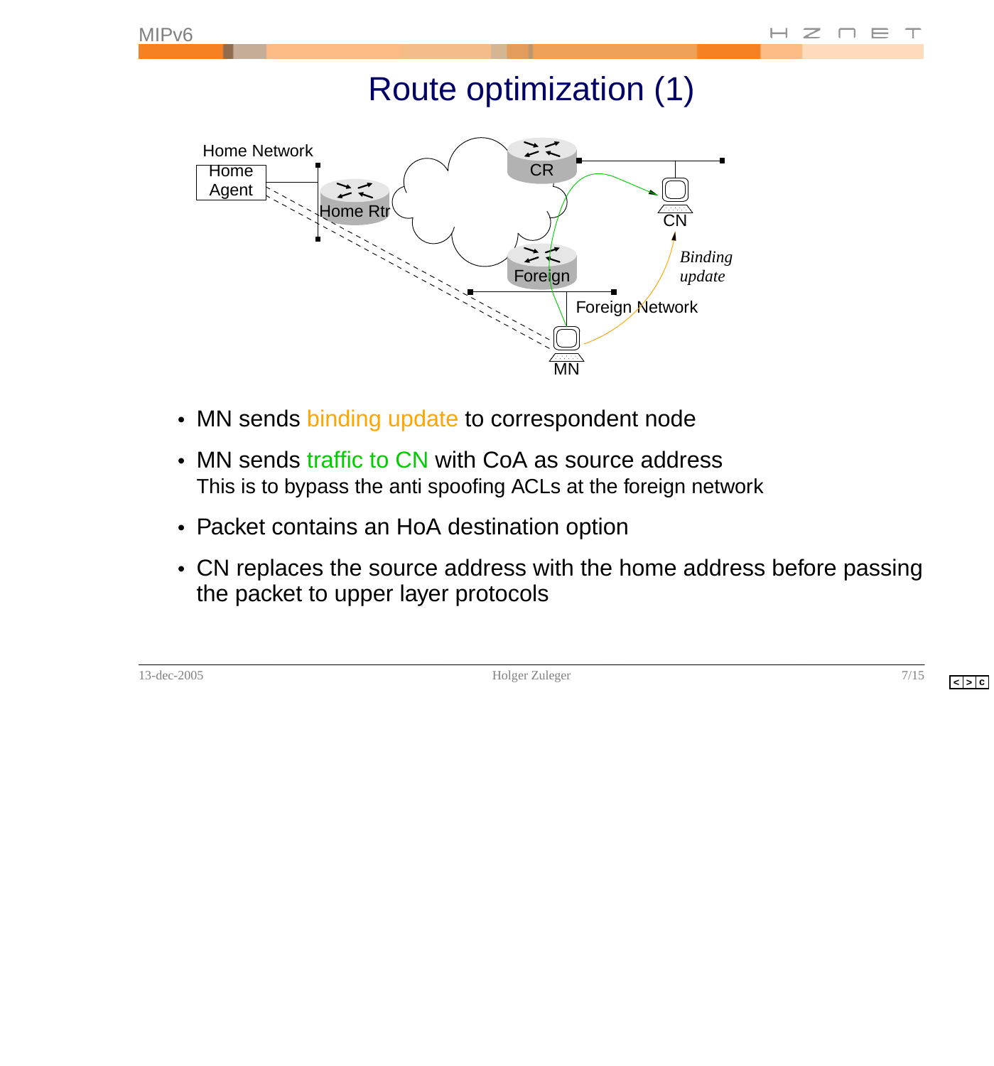# Route optimization (1)

- MN sends binding update to correspondent node
- MN sends traffic to CN with CoA as source address
  This is to bypass the anti spoofing ACLs at the foreign network
- Packet contains an HoA destination option
- CN replaces the source address with the home address before passing the packet to upper layer protocols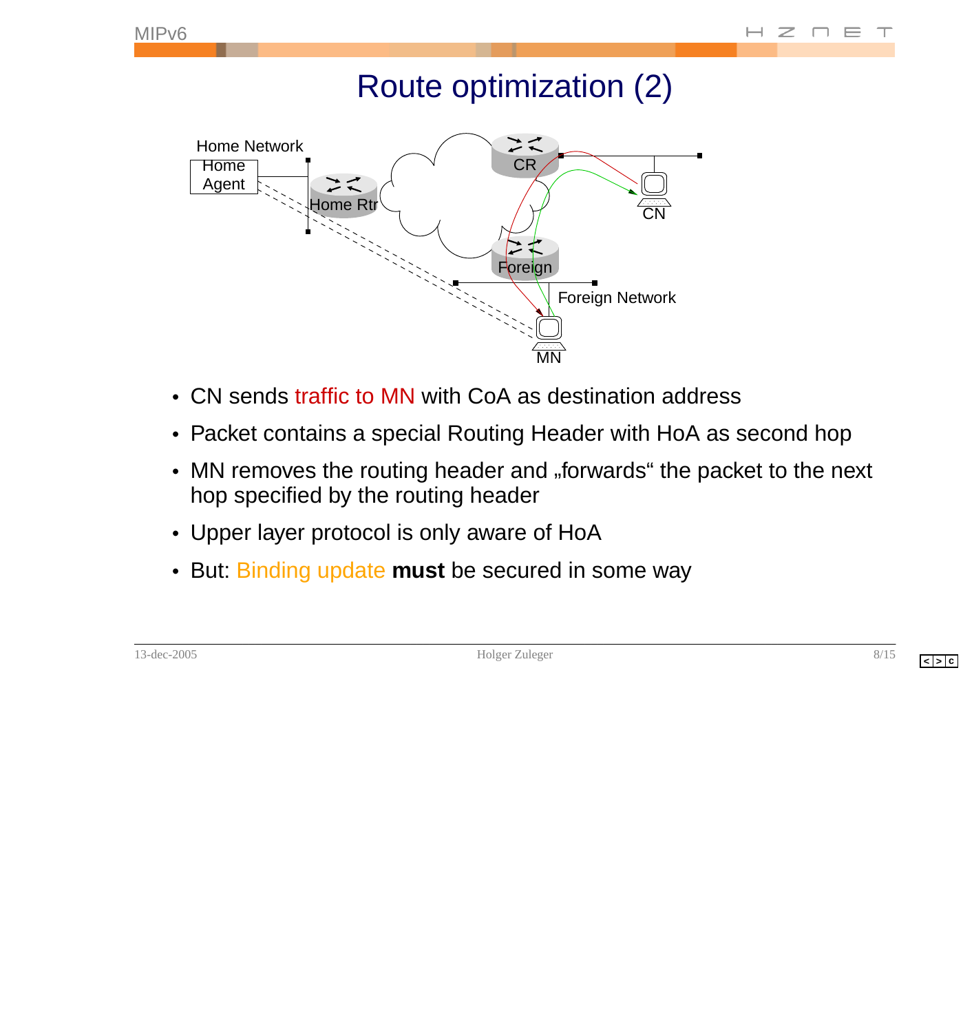# Route optimization (2)

- CN sends traffic to MN with CoA as destination address
- Packet contains a special Routing Header with HoA as second hop
- MN removes the routing header and „forwards“ the packet to the next hop specified by the routing header
- Upper layer protocol is only aware of HoA
- But: Binding update **must** be secured in some way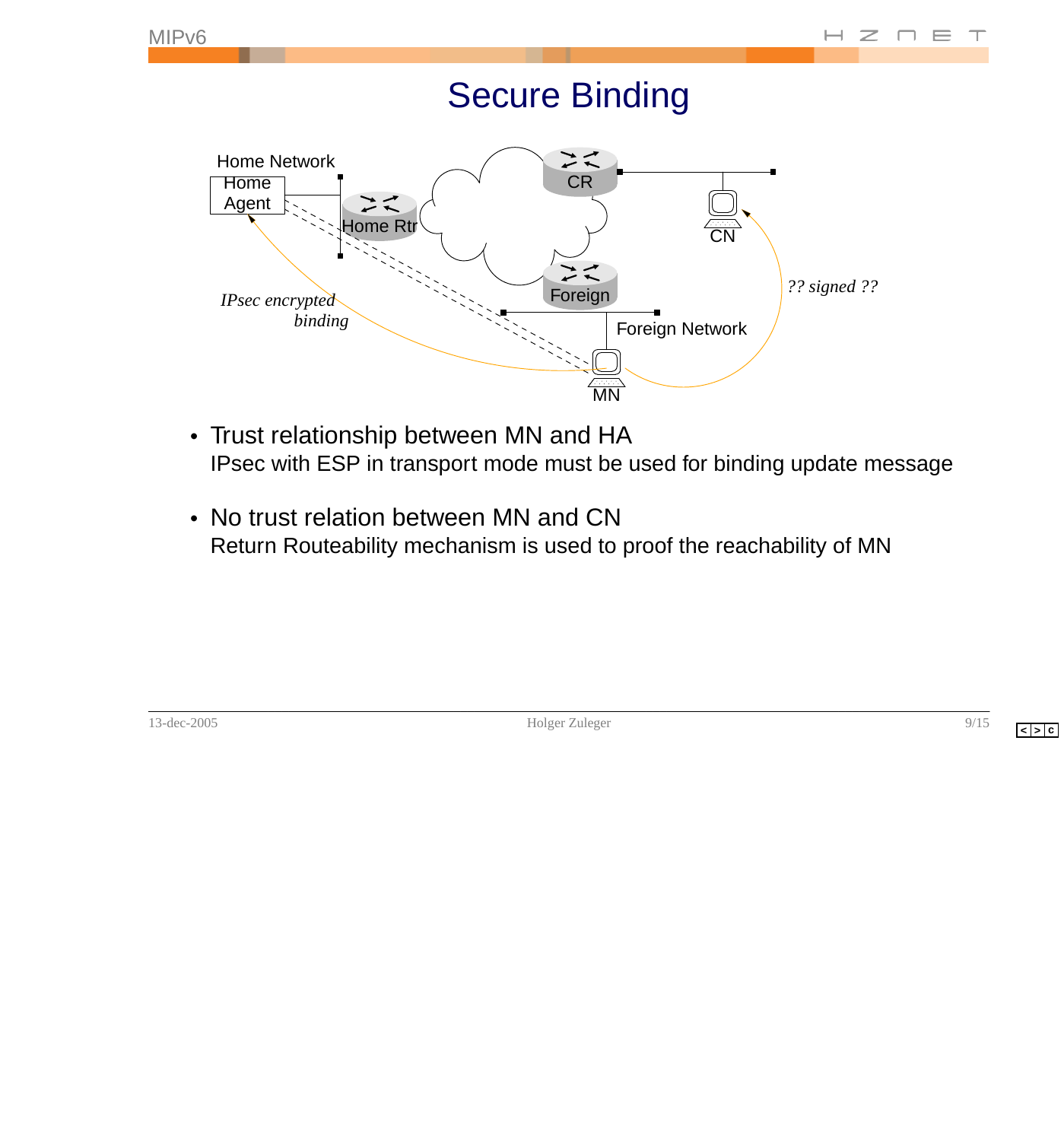# Secure Binding

Home Network

Home Agent

Home Rtr

CR

CN

Foreign

Foreign Network

MN

*IPsec encrypted binding*

*?? signed ??*

- Trust relationship between MN and HA
  IPsec with ESP in transport mode must be used for binding update message

- No trust relation between MN and CN
  Return Routeability mechanism is used to proof the reachability of MN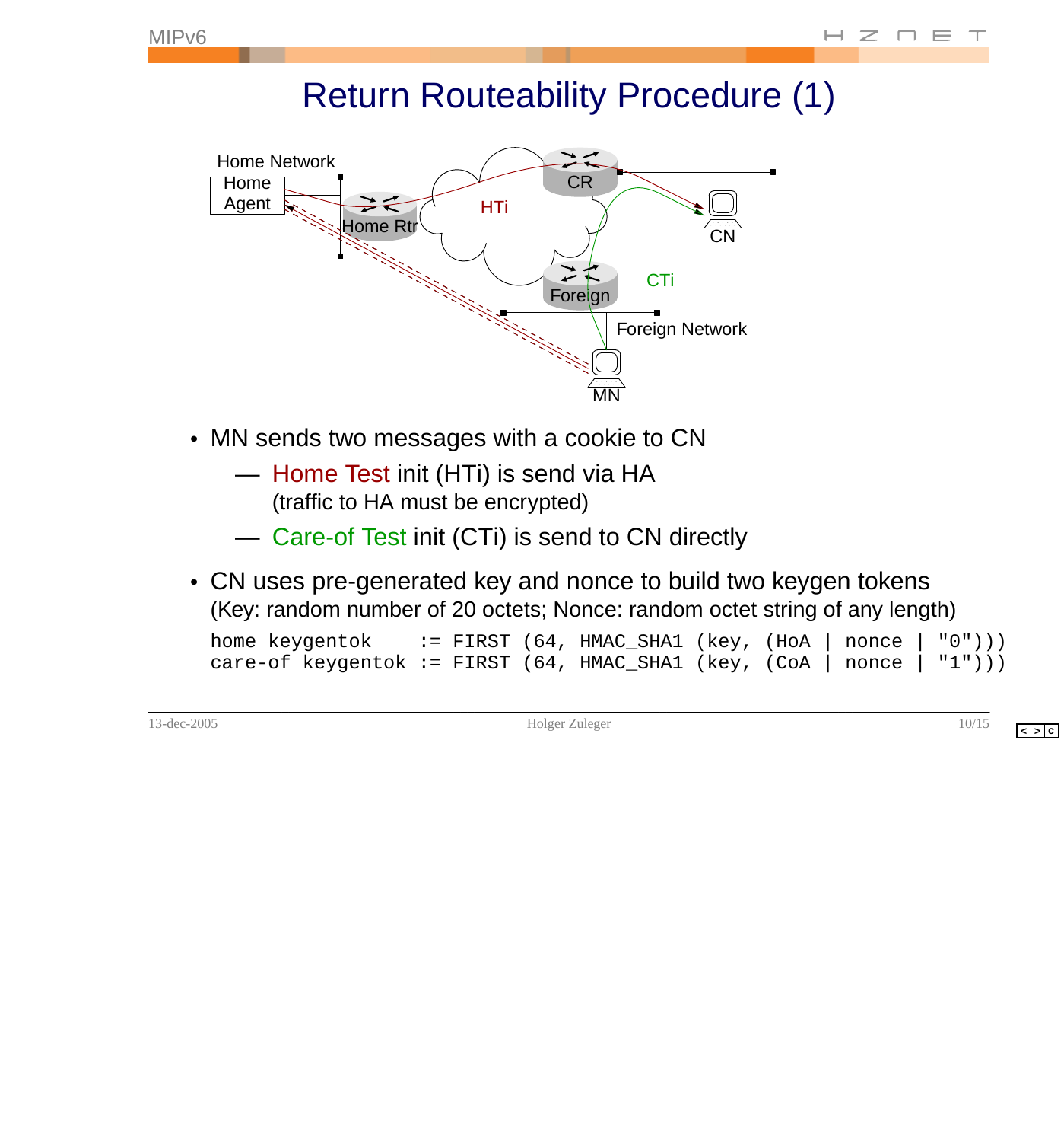# Return Routeability Procedure (1)

- MN sends two messages with a cookie to CN
  - Home Test init (HTi) is send via HA (traffic to HA must be encrypted)
  - Care-of Test init (CTi) is send to CN directly
- CN uses pre-generated key and nonce to build two keygen tokens (Key: random number of 20 octets; Nonce: random octet string of any length)

```
home keygentok    := FIRST (64, HMAC_SHA1 (key, (HoA | nonce | "0")))
care-of keygentok := FIRST (64, HMAC_SHA1 (key, (CoA | nonce | "1")))
```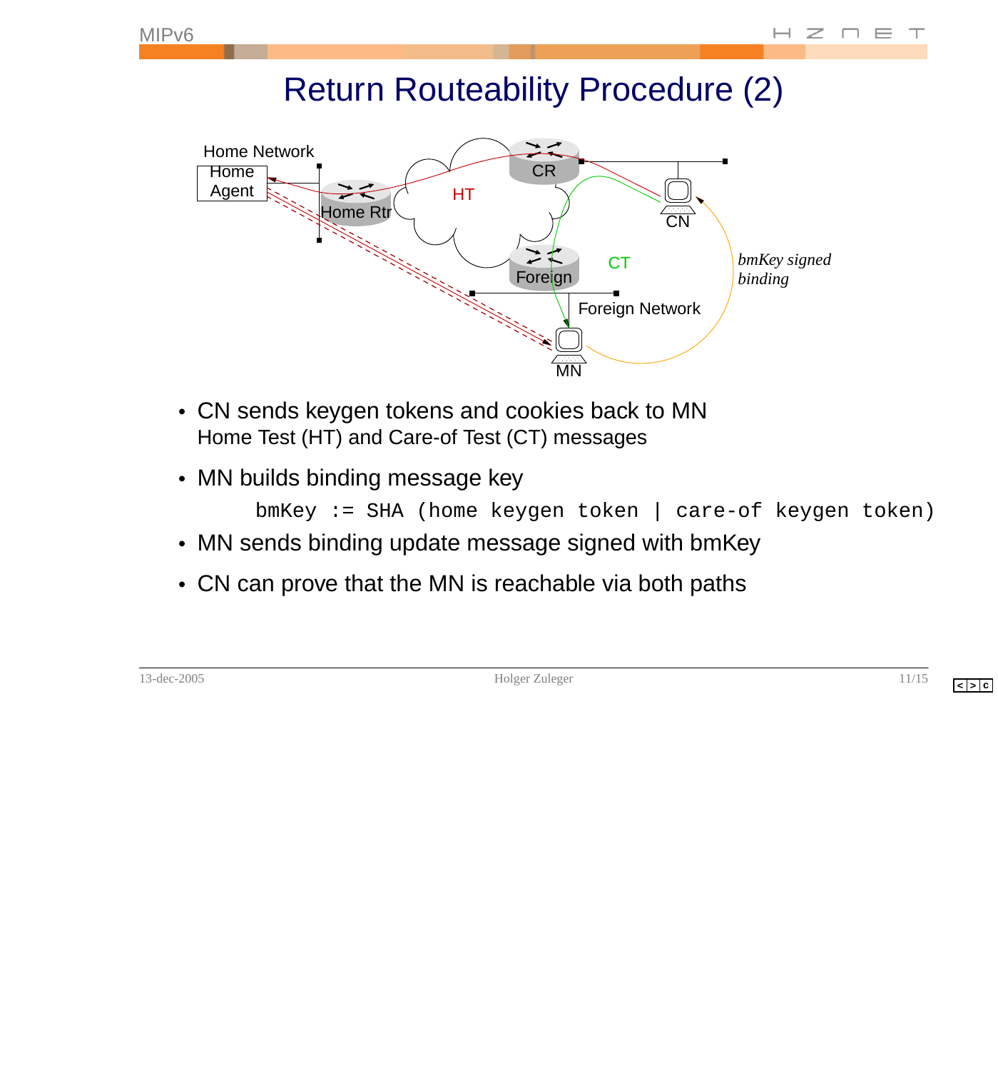# Return Routeability Procedure (2)

- CN sends keygen tokens and cookies back to MN
  Home Test (HT) and Care-of Test (CT) messages
- MN builds binding message key

```
bmKey := SHA (home keygen token | care-of keygen token)
```

- MN sends binding update message signed with bmKey
- CN can prove that the MN is reachable via both paths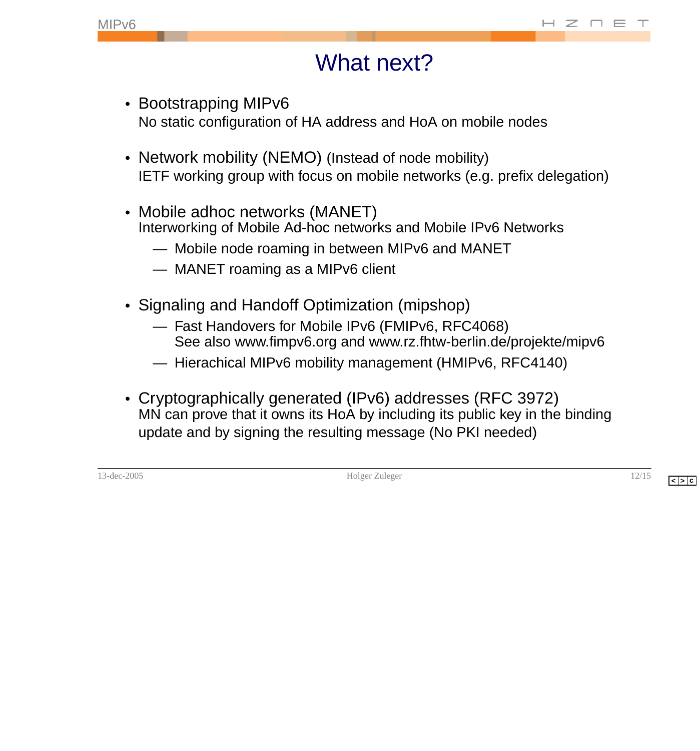# What next?

- Bootstrapping MIPv6
  No static configuration of HA address and HoA on mobile nodes

- Network mobility (NEMO) (Instead of node mobility)
  IETF working group with focus on mobile networks (e.g. prefix delegation)

- Mobile adhoc networks (MANET)
  Interworking of Mobile Ad-hoc networks and Mobile IPv6 Networks
  - Mobile node roaming in between MIPv6 and MANET
  - MANET roaming as a MIPv6 client

- Signaling and Handoff Optimization (mipshop)
  - Fast Handovers for Mobile IPv6 (FMIPv6, RFC4068)
    See also www.fimpv6.org and www.rz.fhtw-berlin.de/projekte/mipv6
  - Hierachical MIPv6 mobility management (HMIPv6, RFC4140)

- Cryptographically generated (IPv6) addresses (RFC 3972)
  MN can prove that it owns its HoA by including its public key in the binding update and by signing the resulting message (No PKI needed)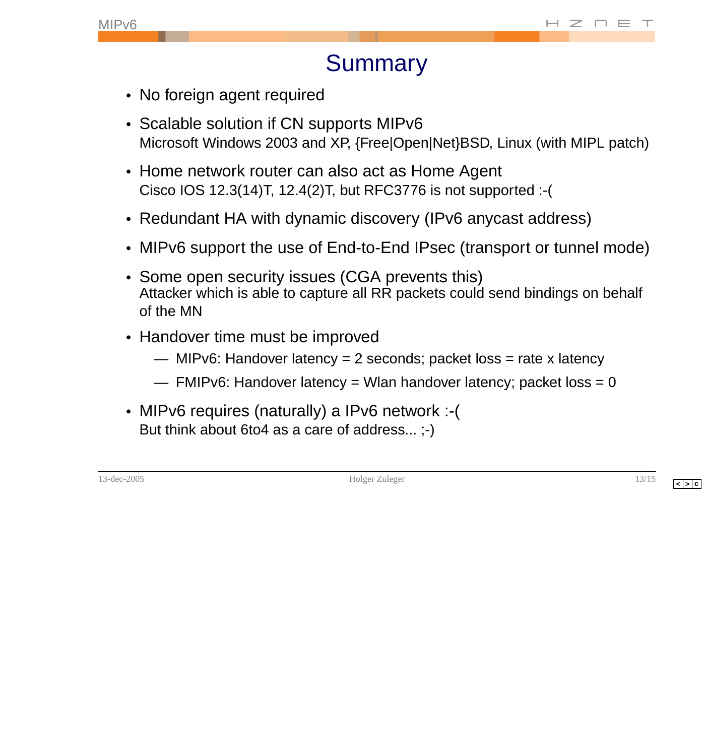# Summary

- No foreign agent required
- Scalable solution if CN supports MIPv6
  Microsoft Windows 2003 and XP, {Free|Open|Net}BSD, Linux (with MIPL patch)
- Home network router can also act as Home Agent
  Cisco IOS 12.3(14)T, 12.4(2)T, but RFC3776 is not supported :-(
- Redundant HA with dynamic discovery (IPv6 anycast address)
- MIPv6 support the use of End-to-End IPsec (transport or tunnel mode)
- Some open security issues (CGA prevents this)
  Attacker which is able to capture all RR packets could send bindings on behalf of the MN
- Handover time must be improved
  - MIPv6: Handover latency = 2 seconds; packet loss = rate x latency
  - FMIPv6: Handover latency = Wlan handover latency; packet loss = 0
- MIPv6 requires (naturally) a IPv6 network :-(
  But think about 6to4 as a care of address... ;-)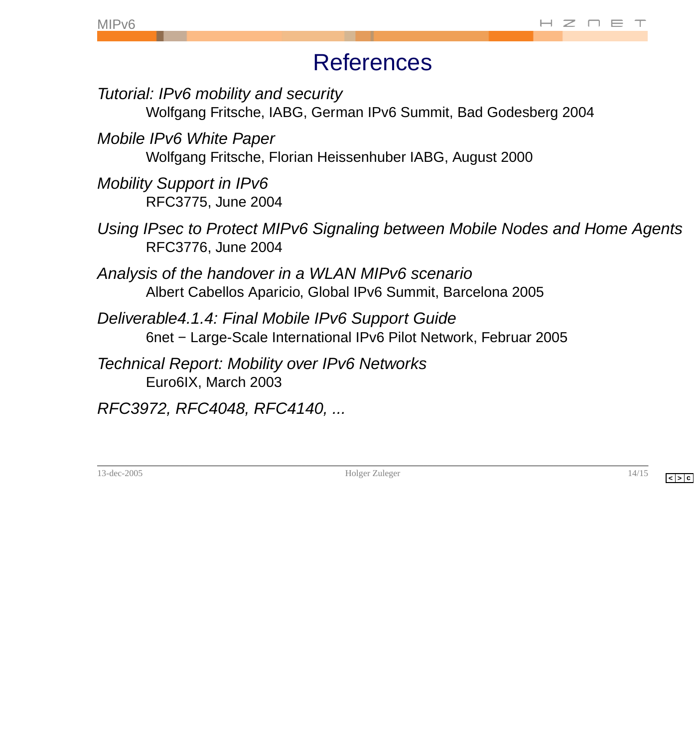# References

*Tutorial: IPv6 mobility and security*
Wolfgang Fritsche, IABG, German IPv6 Summit, Bad Godesberg 2004

*Mobile IPv6 White Paper*
Wolfgang Fritsche, Florian Heissenhuber IABG, August 2000

*Mobility Support in IPv6*
RFC3775, June 2004

*Using IPsec to Protect MIPv6 Signaling between Mobile Nodes and Home Agents*
RFC3776, June 2004

*Analysis of the handover in a WLAN MIPv6 scenario*
Albert Cabellos Aparicio, Global IPv6 Summit, Barcelona 2005

*Deliverable4.1.4: Final Mobile IPv6 Support Guide*
6net − Large-Scale International IPv6 Pilot Network, Februar 2005

*Technical Report: Mobility over IPv6 Networks*
Euro6IX, March 2003

*RFC3972, RFC4048, RFC4140, ...*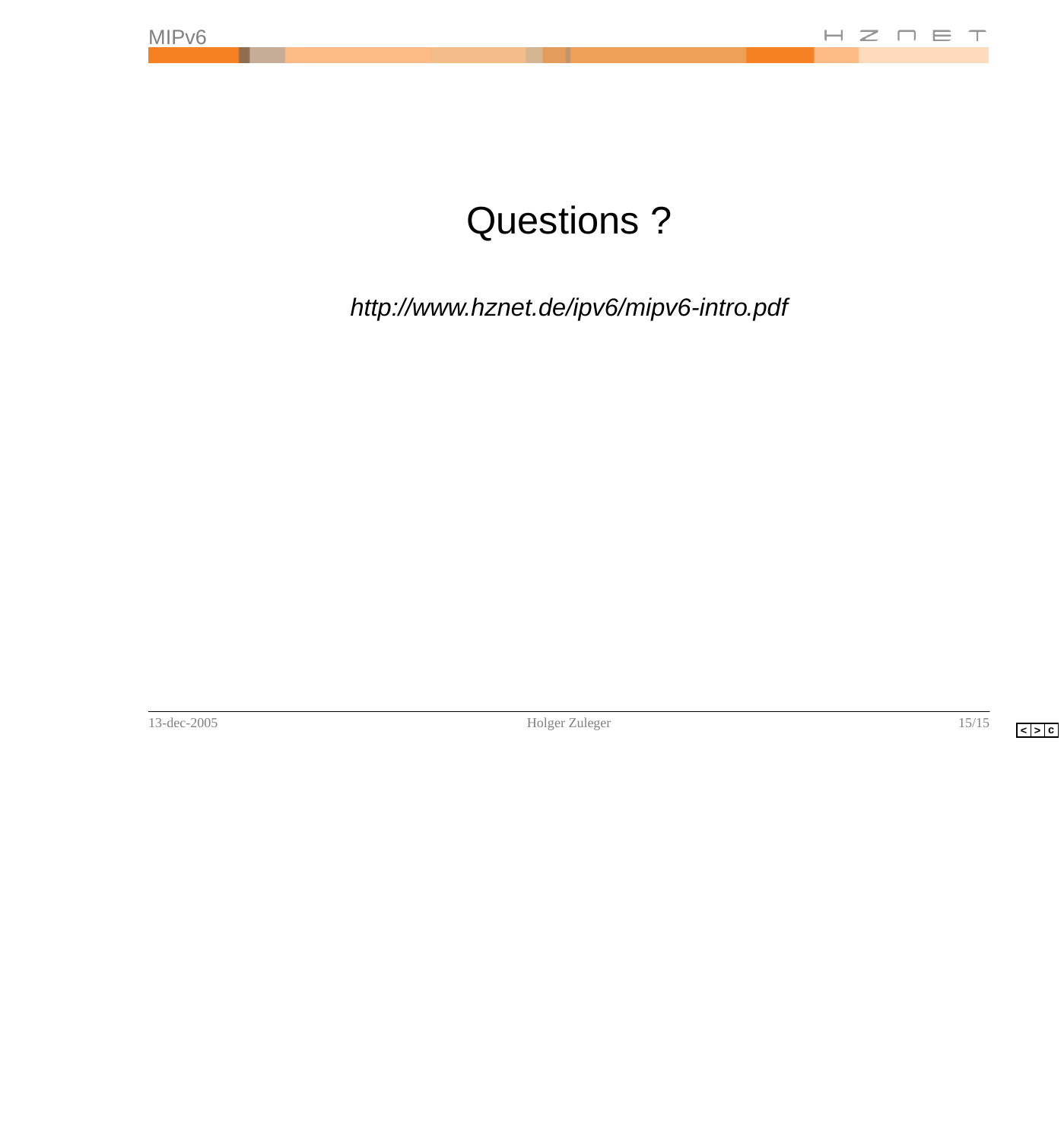# Questions ?

*http://www.hznet.de/ipv6/mipv6-intro.pdf*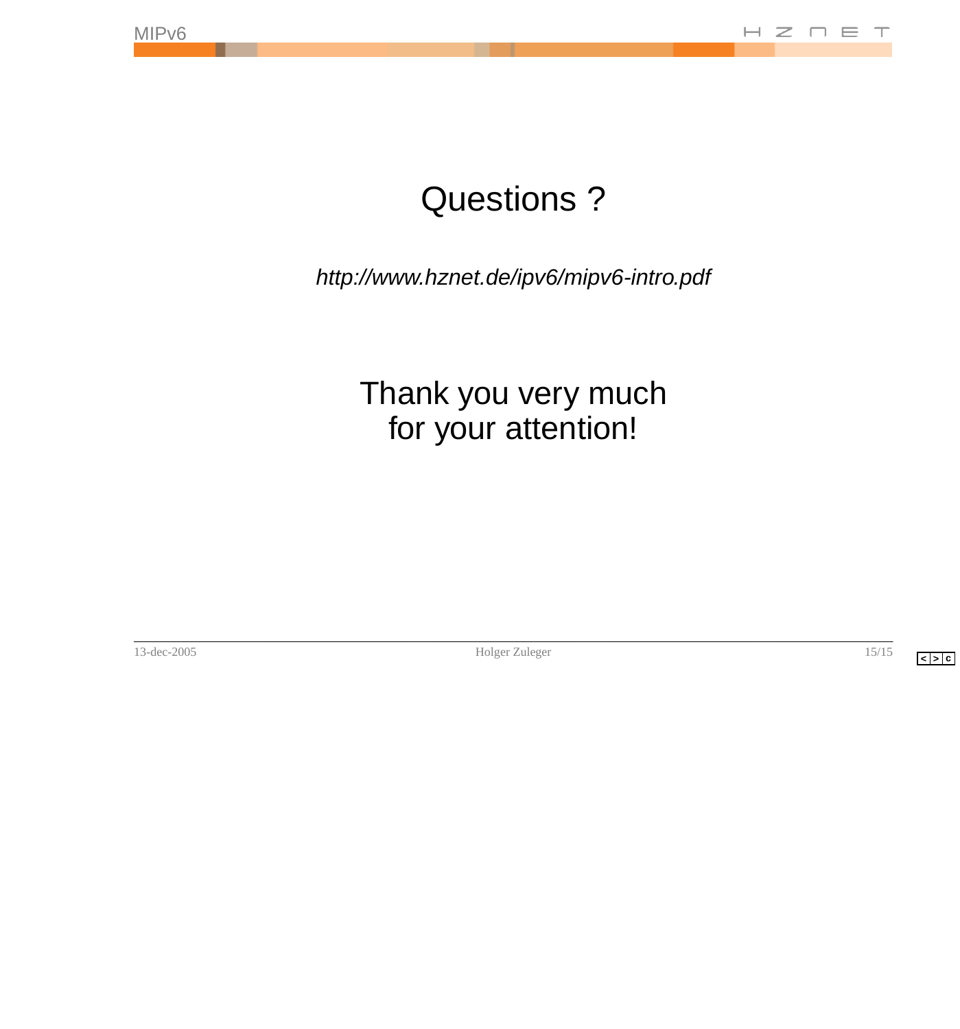# Questions ?

*http://www.hznet.de/ipv6/mipv6-intro.pdf*

Thank you very much
for your attention!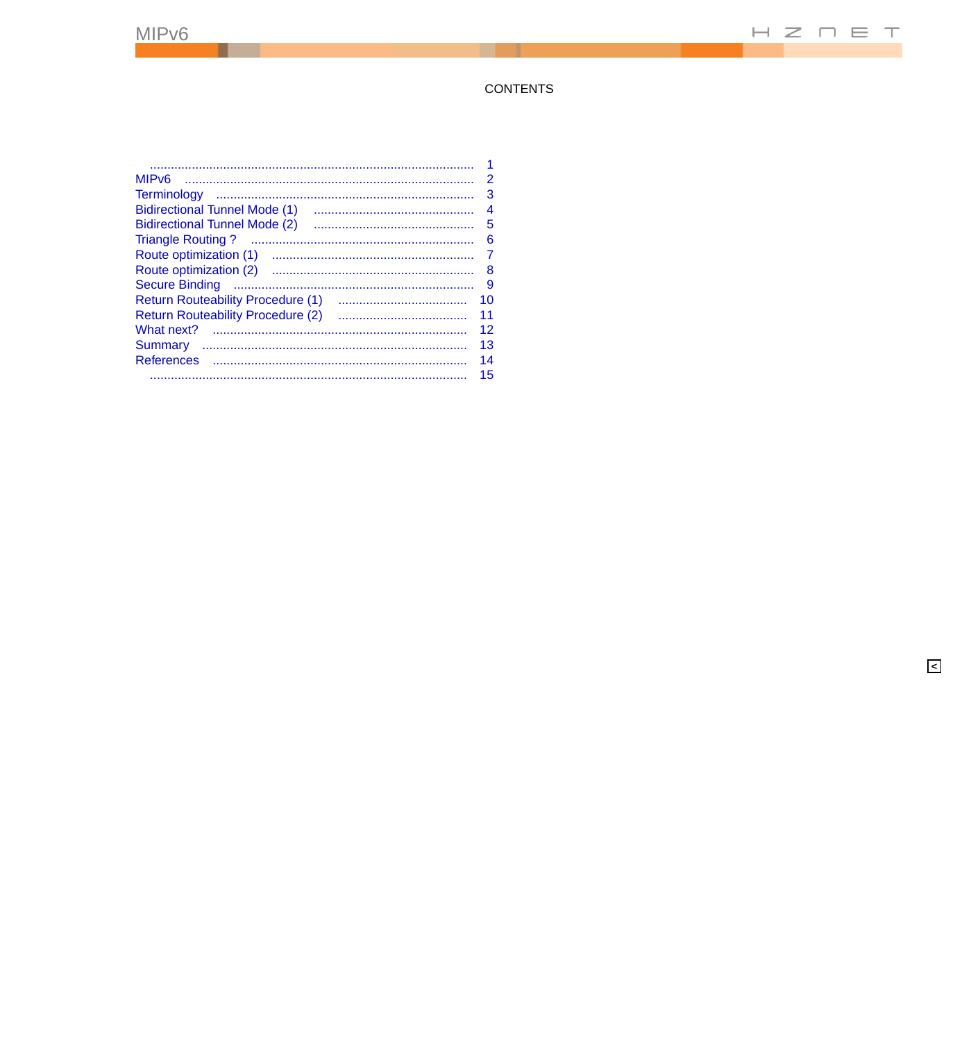# CONTENTS

| | |
|---|---|
| ........................................................................................... | 1 |
| MIPv6 | 2 |
| Terminology | 3 |
| Bidirectional Tunnel Mode (1) | 4 |
| Bidirectional Tunnel Mode (2) | 5 |
| Triangle Routing ? | 6 |
| Route optimization (1) | 7 |
| Route optimization (2) | 8 |
| Secure Binding | 9 |
| Return Routeability Procedure (1) | 10 |
| Return Routeability Procedure (2) | 11 |
| What next? | 12 |
| Summary | 13 |
| References | 14 |
| ........................................................................................... | 15 |